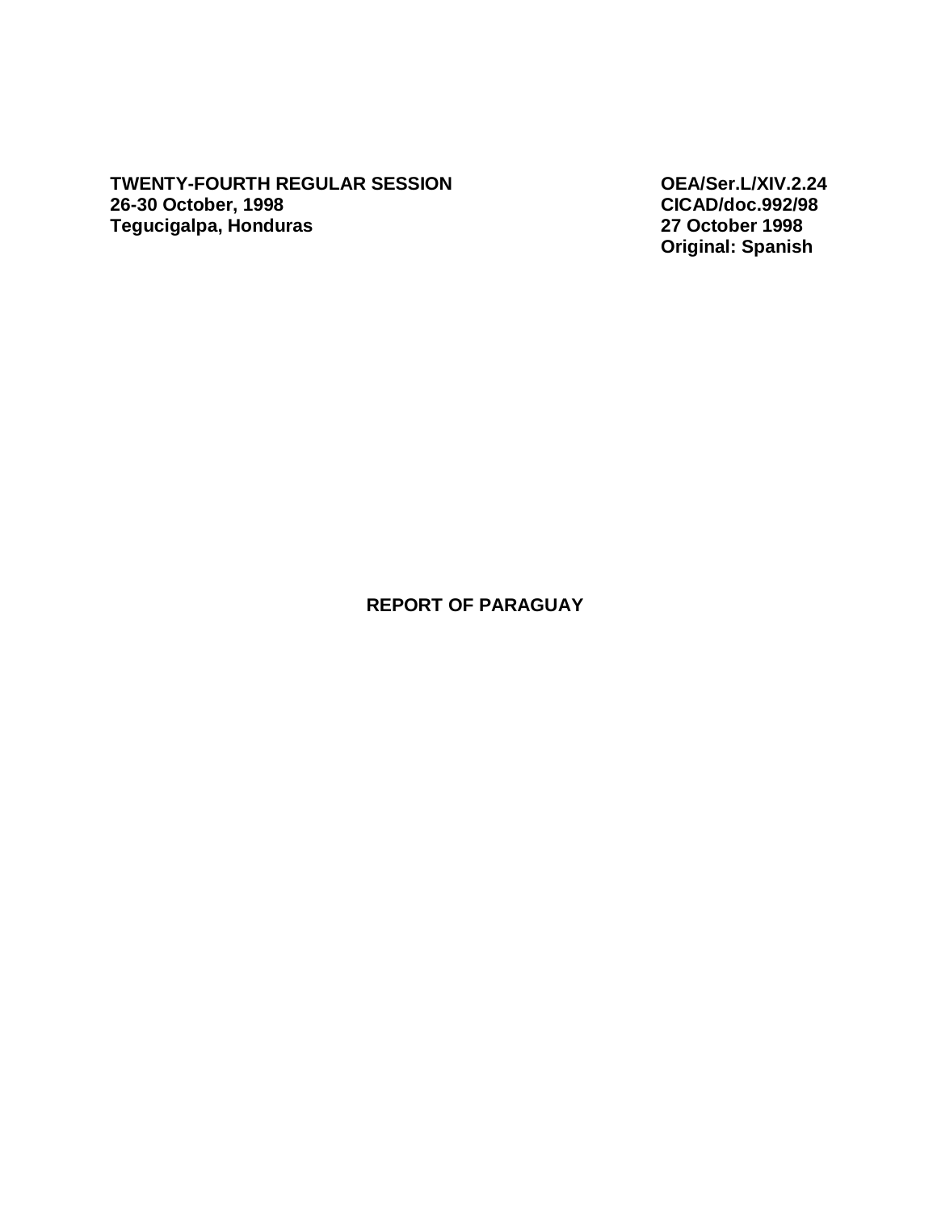**TWENTY-FOURTH REGULAR SESSION**
**26-30 October, 1998**
**Tegucigalpa, Honduras**

**OEA/Ser.L/XIV.2.24**
**CICAD/doc.992/98**
**27 October 1998**
**Original: Spanish**

# REPORT OF PARAGUAY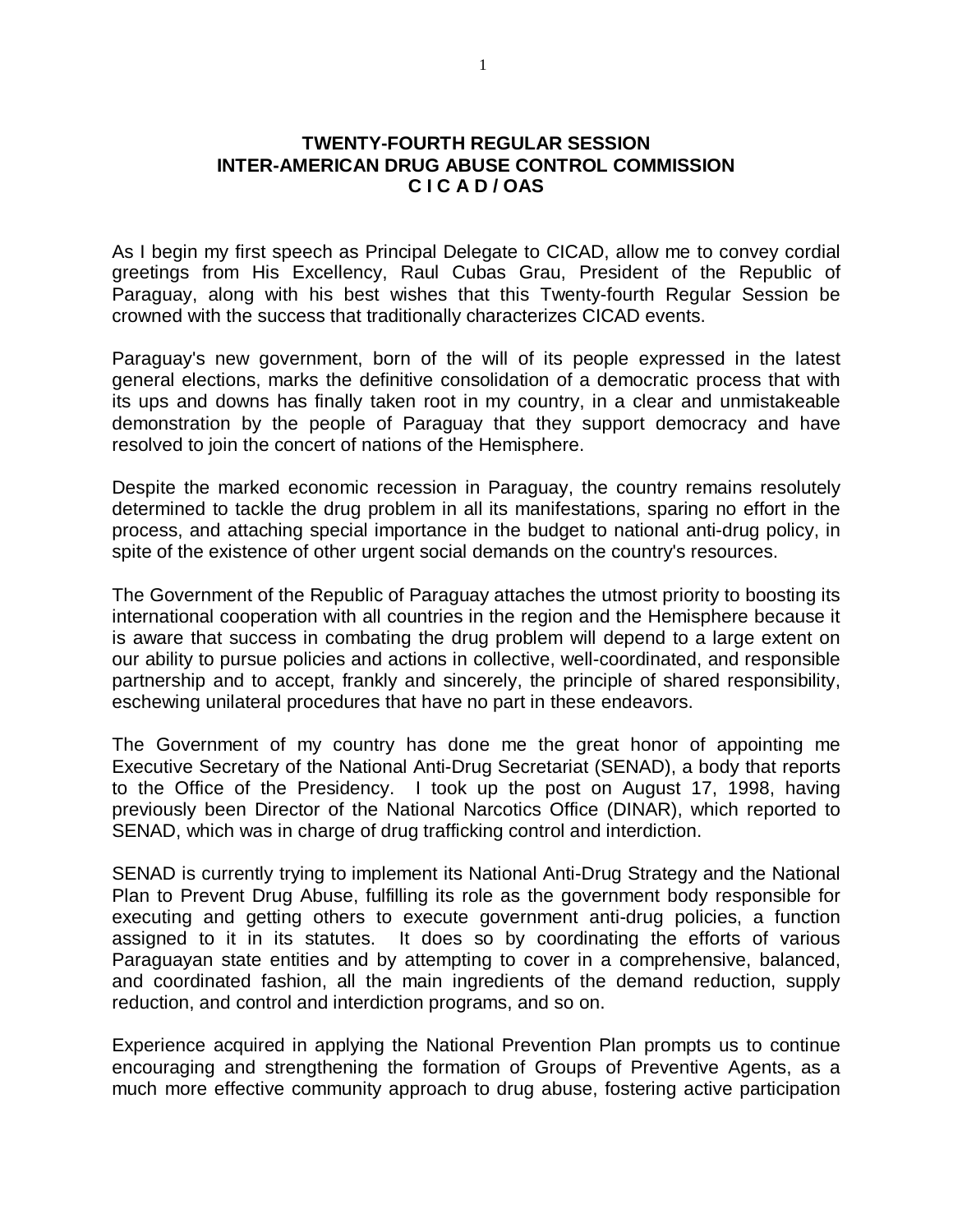**TWENTY-FOURTH REGULAR SESSION**
**INTER-AMERICAN DRUG ABUSE CONTROL COMMISSION**
**C I C A D / OAS**

As I begin my first speech as Principal Delegate to CICAD, allow me to convey cordial greetings from His Excellency, Raul Cubas Grau, President of the Republic of Paraguay, along with his best wishes that this Twenty-fourth Regular Session be crowned with the success that traditionally characterizes CICAD events.

Paraguay's new government, born of the will of its people expressed in the latest general elections, marks the definitive consolidation of a democratic process that with its ups and downs has finally taken root in my country, in a clear and unmistakeable demonstration by the people of Paraguay that they support democracy and have resolved to join the concert of nations of the Hemisphere.

Despite the marked economic recession in Paraguay, the country remains resolutely determined to tackle the drug problem in all its manifestations, sparing no effort in the process, and attaching special importance in the budget to national anti-drug policy, in spite of the existence of other urgent social demands on the country's resources.

The Government of the Republic of Paraguay attaches the utmost priority to boosting its international cooperation with all countries in the region and the Hemisphere because it is aware that success in combating the drug problem will depend to a large extent on our ability to pursue policies and actions in collective, well-coordinated, and responsible partnership and to accept, frankly and sincerely, the principle of shared responsibility, eschewing unilateral procedures that have no part in these endeavors.

The Government of my country has done me the great honor of appointing me Executive Secretary of the National Anti-Drug Secretariat (SENAD), a body that reports to the Office of the Presidency. I took up the post on August 17, 1998, having previously been Director of the National Narcotics Office (DINAR), which reported to SENAD, which was in charge of drug trafficking control and interdiction.

SENAD is currently trying to implement its National Anti-Drug Strategy and the National Plan to Prevent Drug Abuse, fulfilling its role as the government body responsible for executing and getting others to execute government anti-drug policies, a function assigned to it in its statutes. It does so by coordinating the efforts of various Paraguayan state entities and by attempting to cover in a comprehensive, balanced, and coordinated fashion, all the main ingredients of the demand reduction, supply reduction, and control and interdiction programs, and so on.

Experience acquired in applying the National Prevention Plan prompts us to continue encouraging and strengthening the formation of Groups of Preventive Agents, as a much more effective community approach to drug abuse, fostering active participation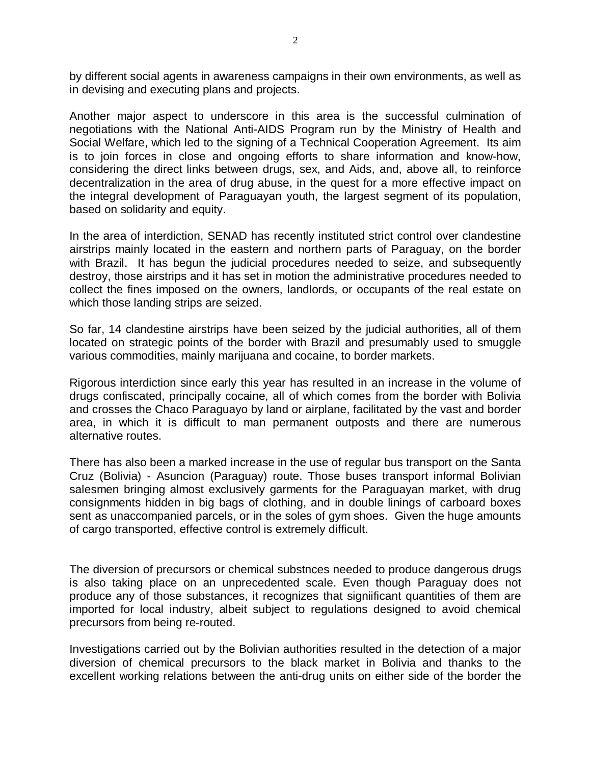by different social agents in awareness campaigns in their own environments, as well as in devising and executing plans and projects.

Another major aspect to underscore in this area is the successful culmination of negotiations with the National Anti-AIDS Program run by the Ministry of Health and Social Welfare, which led to the signing of a Technical Cooperation Agreement. Its aim is to join forces in close and ongoing efforts to share information and know-how, considering the direct links between drugs, sex, and Aids, and, above all, to reinforce decentralization in the area of drug abuse, in the quest for a more effective impact on the integral development of Paraguayan youth, the largest segment of its population, based on solidarity and equity.

In the area of interdiction, SENAD has recently instituted strict control over clandestine airstrips mainly located in the eastern and northern parts of Paraguay, on the border with Brazil. It has begun the judicial procedures needed to seize, and subsequently destroy, those airstrips and it has set in motion the administrative procedures needed to collect the fines imposed on the owners, landlords, or occupants of the real estate on which those landing strips are seized.

So far, 14 clandestine airstrips have been seized by the judicial authorities, all of them located on strategic points of the border with Brazil and presumably used to smuggle various commodities, mainly marijuana and cocaine, to border markets.

Rigorous interdiction since early this year has resulted in an increase in the volume of drugs confiscated, principally cocaine, all of which comes from the border with Bolivia and crosses the Chaco Paraguayo by land or airplane, facilitated by the vast and border area, in which it is difficult to man permanent outposts and there are numerous alternative routes.

There has also been a marked increase in the use of regular bus transport on the Santa Cruz (Bolivia) - Asuncion (Paraguay) route. Those buses transport informal Bolivian salesmen bringing almost exclusively garments for the Paraguayan market, with drug consignments hidden in big bags of clothing, and in double linings of carboard boxes sent as unaccompanied parcels, or in the soles of gym shoes. Given the huge amounts of cargo transported, effective control is extremely difficult.

The diversion of precursors or chemical substnces needed to produce dangerous drugs is also taking place on an unprecedented scale. Even though Paraguay does not produce any of those substances, it recognizes that signiificant quantities of them are imported for local industry, albeit subject to regulations designed to avoid chemical precursors from being re-routed.

Investigations carried out by the Bolivian authorities resulted in the detection of a major diversion of chemical precursors to the black market in Bolivia and thanks to the excellent working relations between the anti-drug units on either side of the border the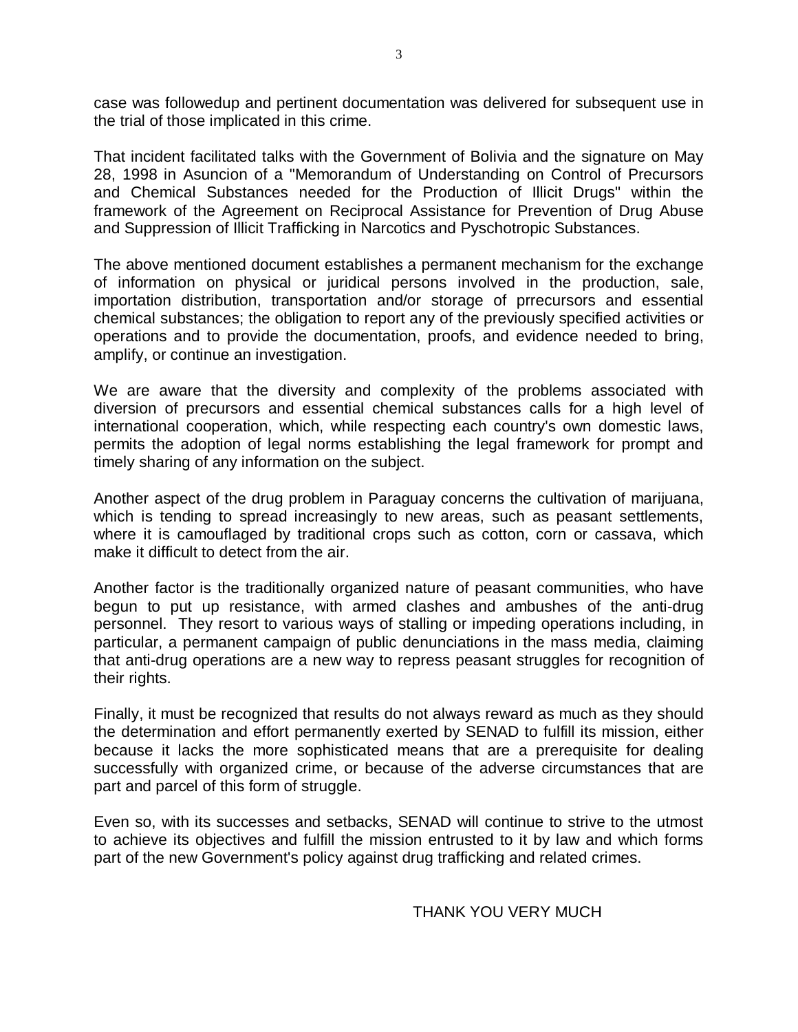case was followedup and pertinent documentation was delivered for subsequent use in the trial of those implicated in this crime.

That incident facilitated talks with the Government of Bolivia and the signature on May 28, 1998 in Asuncion of a "Memorandum of Understanding on Control of Precursors and Chemical Substances needed for the Production of Illicit Drugs" within the framework of the Agreement on Reciprocal Assistance for Prevention of Drug Abuse and Suppression of Illicit Trafficking in Narcotics and Pyschotropic Substances.

The above mentioned document establishes a permanent mechanism for the exchange of information on physical or juridical persons involved in the production, sale, importation distribution, transportation and/or storage of prrecursors and essential chemical substances; the obligation to report any of the previously specified activities or operations and to provide the documentation, proofs, and evidence needed to bring, amplify, or continue an investigation.

We are aware that the diversity and complexity of the problems associated with diversion of precursors and essential chemical substances calls for a high level of international cooperation, which, while respecting each country's own domestic laws, permits the adoption of legal norms establishing the legal framework for prompt and timely sharing of any information on the subject.

Another aspect of the drug problem in Paraguay concerns the cultivation of marijuana, which is tending to spread increasingly to new areas, such as peasant settlements, where it is camouflaged by traditional crops such as cotton, corn or cassava, which make it difficult to detect from the air.

Another factor is the traditionally organized nature of peasant communities, who have begun to put up resistance, with armed clashes and ambushes of the anti-drug personnel. They resort to various ways of stalling or impeding operations including, in particular, a permanent campaign of public denunciations in the mass media, claiming that anti-drug operations are a new way to repress peasant struggles for recognition of their rights.

Finally, it must be recognized that results do not always reward as much as they should the determination and effort permanently exerted by SENAD to fulfill its mission, either because it lacks the more sophisticated means that are a prerequisite for dealing successfully with organized crime, or because of the adverse circumstances that are part and parcel of this form of struggle.

Even so, with its successes and setbacks, SENAD will continue to strive to the utmost to achieve its objectives and fulfill the mission entrusted to it by law and which forms part of the new Government's policy against drug trafficking and related crimes.

THANK YOU VERY MUCH